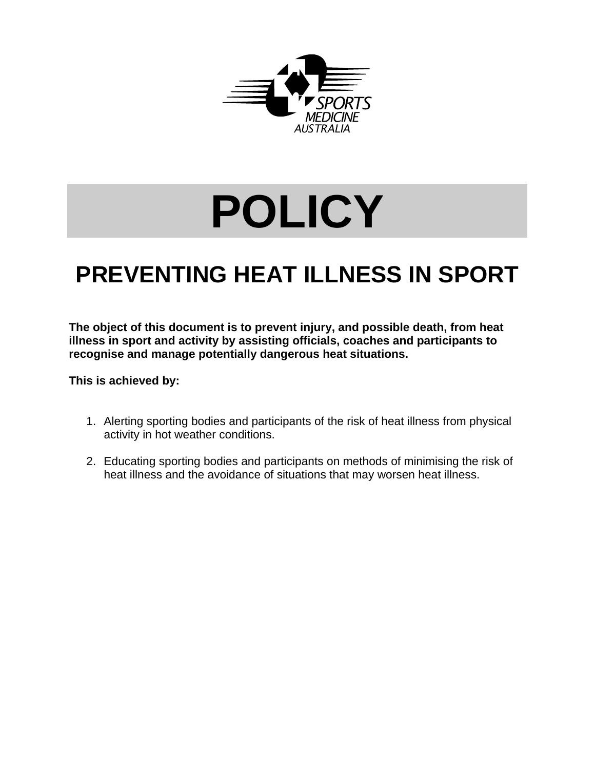SPORTS MEDICINE AUSTRALIA

# POLICY

## PREVENTING HEAT ILLNESS IN SPORT

**The object of this document is to prevent injury, and possible death, from heat illness in sport and activity by assisting officials, coaches and participants to recognise and manage potentially dangerous heat situations.**

**This is achieved by:**

1. Alerting sporting bodies and participants of the risk of heat illness from physical activity in hot weather conditions.

2. Educating sporting bodies and participants on methods of minimising the risk of heat illness and the avoidance of situations that may worsen heat illness.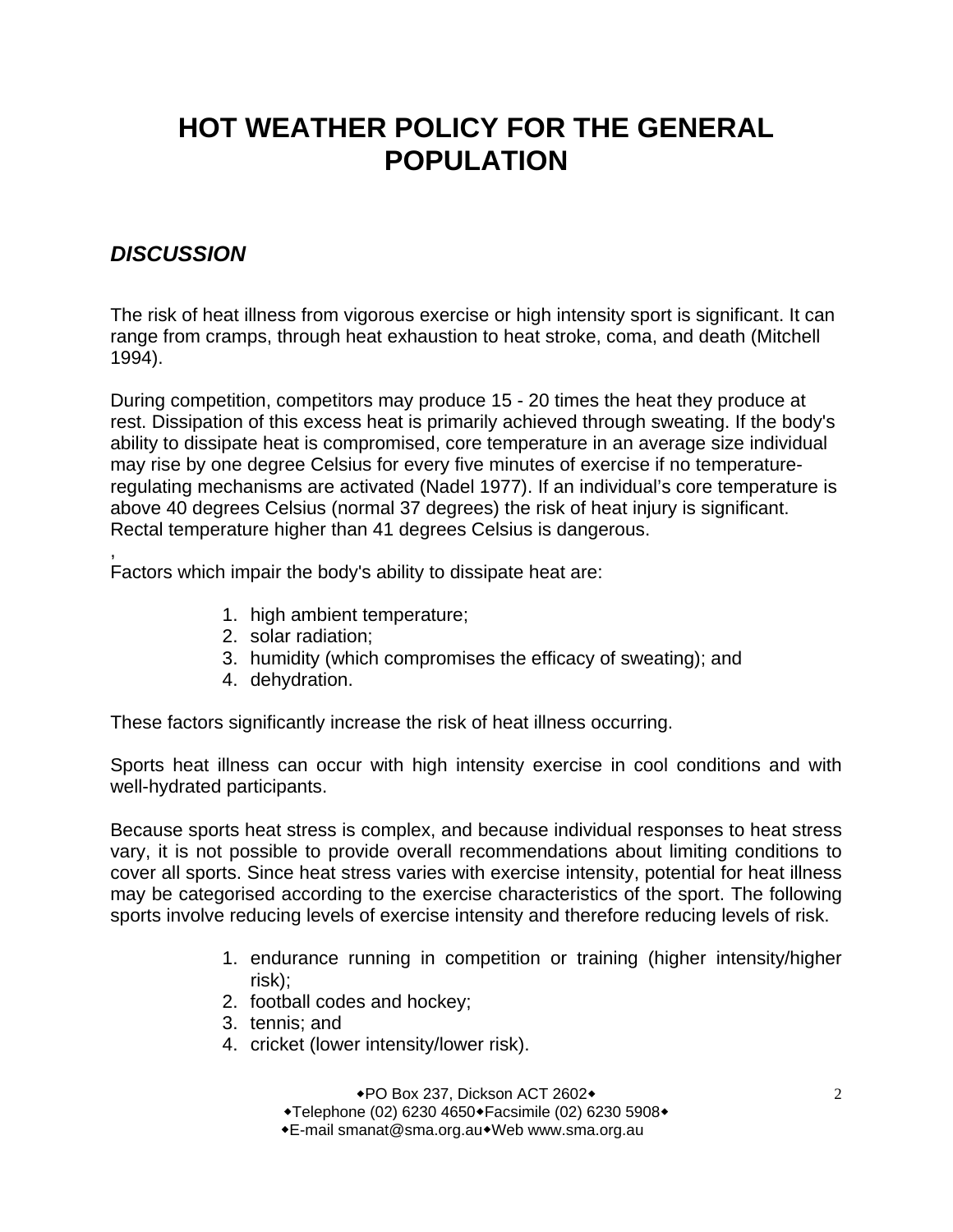# HOT WEATHER POLICY FOR THE GENERAL POPULATION

## *DISCUSSION*

The risk of heat illness from vigorous exercise or high intensity sport is significant. It can range from cramps, through heat exhaustion to heat stroke, coma, and death (Mitchell 1994).

During competition, competitors may produce 15 - 20 times the heat they produce at rest. Dissipation of this excess heat is primarily achieved through sweating. If the body's ability to dissipate heat is compromised, core temperature in an average size individual may rise by one degree Celsius for every five minutes of exercise if no temperature-regulating mechanisms are activated (Nadel 1977). If an individual's core temperature is above 40 degrees Celsius (normal 37 degrees) the risk of heat injury is significant. Rectal temperature higher than 41 degrees Celsius is dangerous.

,
Factors which impair the body's ability to dissipate heat are:

1. high ambient temperature;
2. solar radiation;
3. humidity (which compromises the efficacy of sweating); and
4. dehydration.

These factors significantly increase the risk of heat illness occurring.

Sports heat illness can occur with high intensity exercise in cool conditions and with well-hydrated participants.

Because sports heat stress is complex, and because individual responses to heat stress vary, it is not possible to provide overall recommendations about limiting conditions to cover all sports. Since heat stress varies with exercise intensity, potential for heat illness may be categorised according to the exercise characteristics of the sport. The following sports involve reducing levels of exercise intensity and therefore reducing levels of risk.

1. endurance running in competition or training (higher intensity/higher risk);
2. football codes and hockey;
3. tennis; and
4. cricket (lower intensity/lower risk).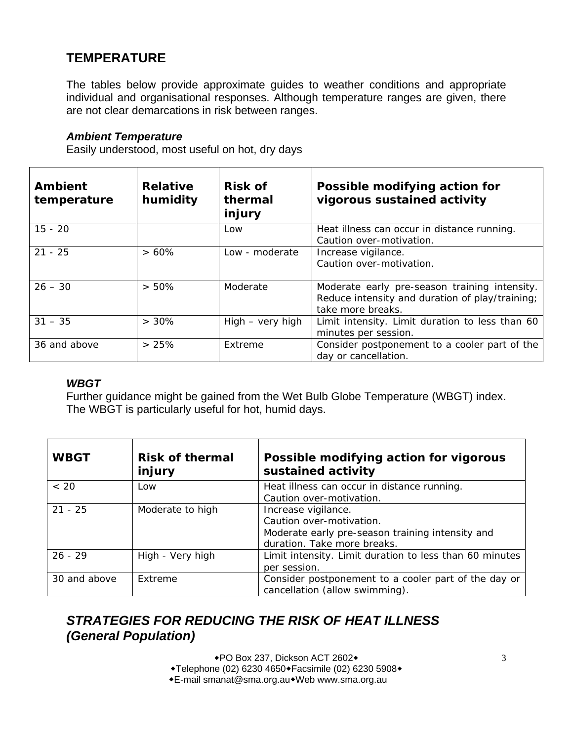## TEMPERATURE

The tables below provide approximate guides to weather conditions and appropriate individual and organisational responses. Although temperature ranges are given, there are not clear demarcations in risk between ranges.

***Ambient Temperature***

Easily understood, most useful on hot, dry days

| Ambient temperature | Relative humidity | Risk of thermal injury | Possible modifying action for vigorous sustained activity |
|---|---|---|---|
| 15 - 20 | | Low | Heat illness can occur in distance running. Caution over-motivation. |
| 21 - 25 | > 60% | Low - moderate | Increase vigilance. Caution over-motivation. |
| 26 – 30 | > 50% | Moderate | Moderate early pre-season training intensity. Reduce intensity and duration of play/training; take more breaks. |
| 31 – 35 | > 30% | High – very high | Limit intensity. Limit duration to less than 60 minutes per session. |
| 36 and above | > 25% | Extreme | Consider postponement to a cooler part of the day or cancellation. |

***WBGT***

Further guidance might be gained from the Wet Bulb Globe Temperature (WBGT) index. The WBGT is particularly useful for hot, humid days.

| WBGT | Risk of thermal injury | Possible modifying action for vigorous sustained activity |
|---|---|---|
| < 20 | Low | Heat illness can occur in distance running. Caution over-motivation. |
| 21 - 25 | Moderate to high | Increase vigilance. Caution over-motivation. Moderate early pre-season training intensity and duration. Take more breaks. |
| 26 - 29 | High - Very high | Limit intensity. Limit duration to less than 60 minutes per session. |
| 30 and above | Extreme | Consider postponement to a cooler part of the day or cancellation (allow swimming). |

## *STRATEGIES FOR REDUCING THE RISK OF HEAT ILLNESS (General Population)*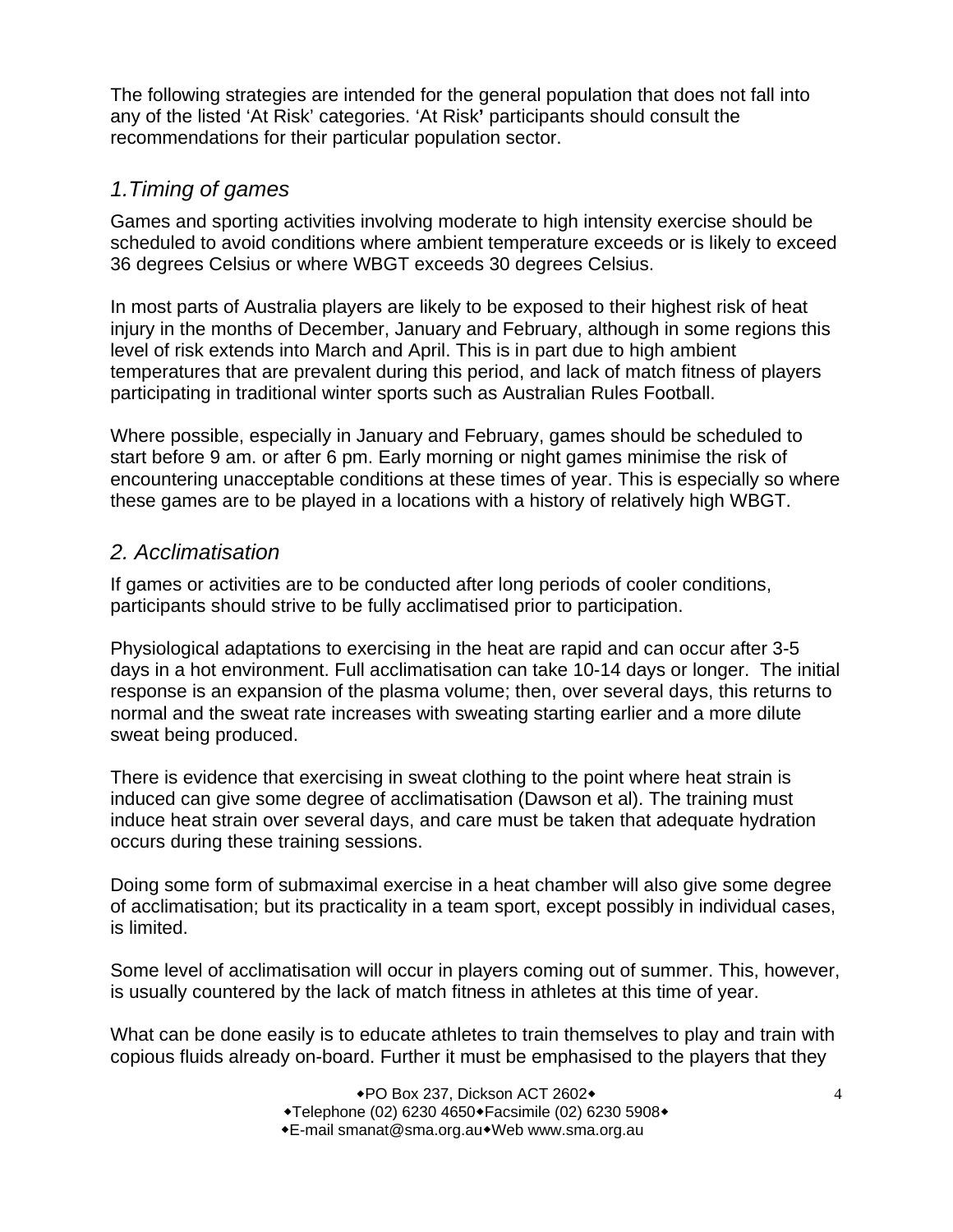The following strategies are intended for the general population that does not fall into any of the listed 'At Risk' categories. 'At Risk' participants should consult the recommendations for their particular population sector.

## *1.Timing of games*

Games and sporting activities involving moderate to high intensity exercise should be scheduled to avoid conditions where ambient temperature exceeds or is likely to exceed 36 degrees Celsius or where WBGT exceeds 30 degrees Celsius.

In most parts of Australia players are likely to be exposed to their highest risk of heat injury in the months of December, January and February, although in some regions this level of risk extends into March and April. This is in part due to high ambient temperatures that are prevalent during this period, and lack of match fitness of players participating in traditional winter sports such as Australian Rules Football.

Where possible, especially in January and February, games should be scheduled to start before 9 am. or after 6 pm. Early morning or night games minimise the risk of encountering unacceptable conditions at these times of year. This is especially so where these games are to be played in a locations with a history of relatively high WBGT.

## *2. Acclimatisation*

If games or activities are to be conducted after long periods of cooler conditions, participants should strive to be fully acclimatised prior to participation.

Physiological adaptations to exercising in the heat are rapid and can occur after 3-5 days in a hot environment. Full acclimatisation can take 10-14 days or longer. The initial response is an expansion of the plasma volume; then, over several days, this returns to normal and the sweat rate increases with sweating starting earlier and a more dilute sweat being produced.

There is evidence that exercising in sweat clothing to the point where heat strain is induced can give some degree of acclimatisation (Dawson et al). The training must induce heat strain over several days, and care must be taken that adequate hydration occurs during these training sessions.

Doing some form of submaximal exercise in a heat chamber will also give some degree of acclimatisation; but its practicality in a team sport, except possibly in individual cases, is limited.

Some level of acclimatisation will occur in players coming out of summer. This, however, is usually countered by the lack of match fitness in athletes at this time of year.

What can be done easily is to educate athletes to train themselves to play and train with copious fluids already on-board. Further it must be emphasised to the players that they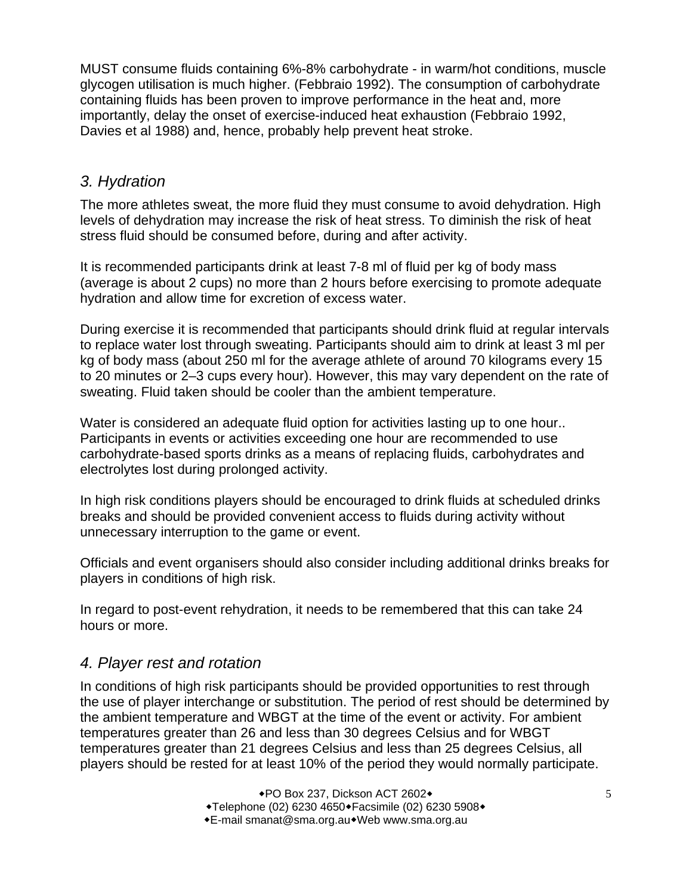MUST consume fluids containing 6%-8% carbohydrate - in warm/hot conditions, muscle glycogen utilisation is much higher. (Febbraio 1992). The consumption of carbohydrate containing fluids has been proven to improve performance in the heat and, more importantly, delay the onset of exercise-induced heat exhaustion (Febbraio 1992, Davies et al 1988) and, hence, probably help prevent heat stroke.

### *3. Hydration*

The more athletes sweat, the more fluid they must consume to avoid dehydration. High levels of dehydration may increase the risk of heat stress. To diminish the risk of heat stress fluid should be consumed before, during and after activity.

It is recommended participants drink at least 7-8 ml of fluid per kg of body mass (average is about 2 cups) no more than 2 hours before exercising to promote adequate hydration and allow time for excretion of excess water.

During exercise it is recommended that participants should drink fluid at regular intervals to replace water lost through sweating. Participants should aim to drink at least 3 ml per kg of body mass (about 250 ml for the average athlete of around 70 kilograms every 15 to 20 minutes or 2–3 cups every hour). However, this may vary dependent on the rate of sweating. Fluid taken should be cooler than the ambient temperature.

Water is considered an adequate fluid option for activities lasting up to one hour.. Participants in events or activities exceeding one hour are recommended to use carbohydrate-based sports drinks as a means of replacing fluids, carbohydrates and electrolytes lost during prolonged activity.

In high risk conditions players should be encouraged to drink fluids at scheduled drinks breaks and should be provided convenient access to fluids during activity without unnecessary interruption to the game or event.

Officials and event organisers should also consider including additional drinks breaks for players in conditions of high risk.

In regard to post-event rehydration, it needs to be remembered that this can take 24 hours or more.

### *4. Player rest and rotation*

In conditions of high risk participants should be provided opportunities to rest through the use of player interchange or substitution. The period of rest should be determined by the ambient temperature and WBGT at the time of the event or activity. For ambient temperatures greater than 26 and less than 30 degrees Celsius and for WBGT temperatures greater than 21 degrees Celsius and less than 25 degrees Celsius, all players should be rested for at least 10% of the period they would normally participate.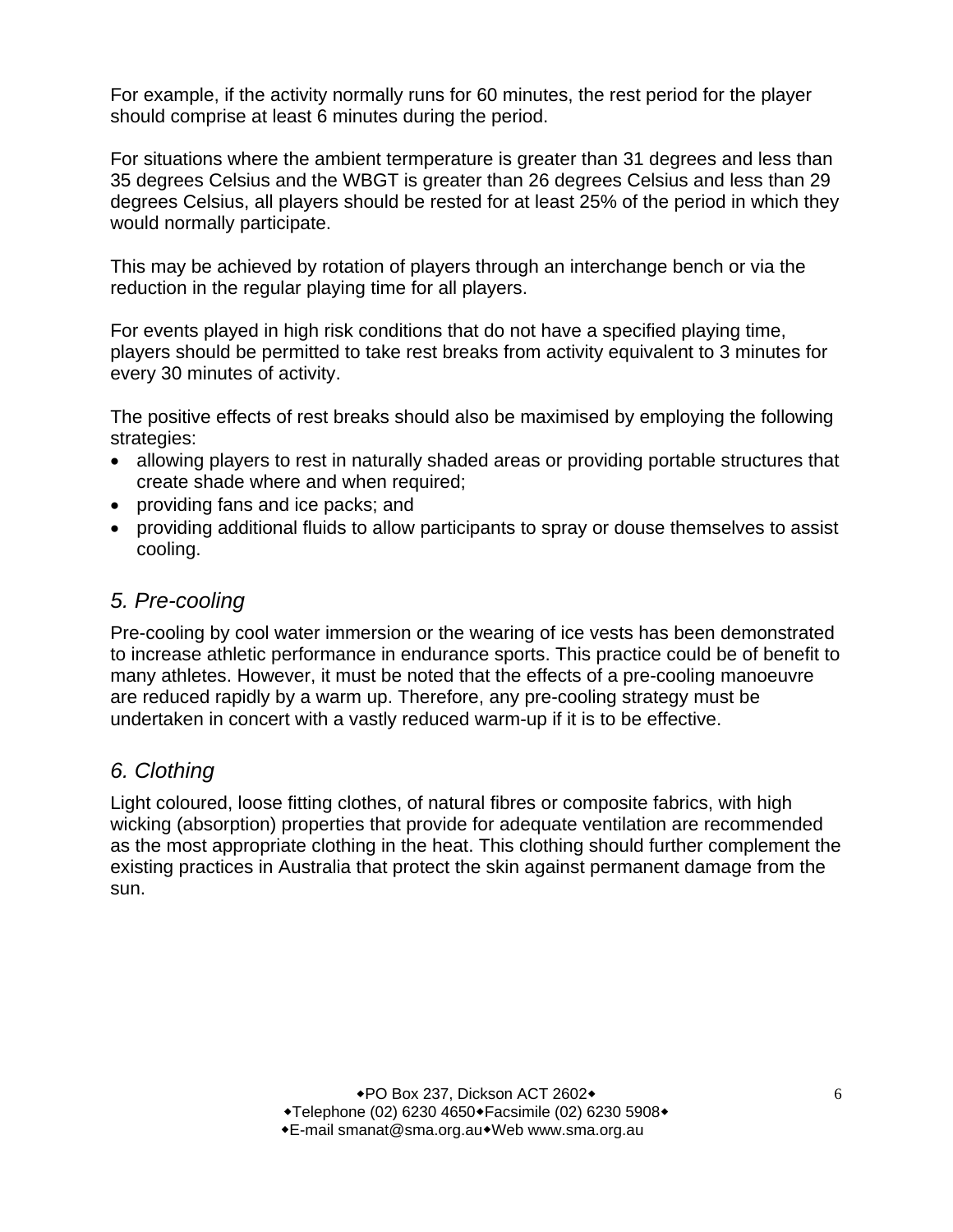For example, if the activity normally runs for 60 minutes, the rest period for the player should comprise at least 6 minutes during the period.

For situations where the ambient termperature is greater than 31 degrees and less than 35 degrees Celsius and the WBGT is greater than 26 degrees Celsius and less than 29 degrees Celsius, all players should be rested for at least 25% of the period in which they would normally participate.

This may be achieved by rotation of players through an interchange bench or via the reduction in the regular playing time for all players.

For events played in high risk conditions that do not have a specified playing time, players should be permitted to take rest breaks from activity equivalent to 3 minutes for every 30 minutes of activity.

The positive effects of rest breaks should also be maximised by employing the following strategies:

- allowing players to rest in naturally shaded areas or providing portable structures that create shade where and when required;
- providing fans and ice packs; and
- providing additional fluids to allow participants to spray or douse themselves to assist cooling.

## *5. Pre-cooling*

Pre-cooling by cool water immersion or the wearing of ice vests has been demonstrated to increase athletic performance in endurance sports. This practice could be of benefit to many athletes. However, it must be noted that the effects of a pre-cooling manoeuvre are reduced rapidly by a warm up. Therefore, any pre-cooling strategy must be undertaken in concert with a vastly reduced warm-up if it is to be effective.

## *6. Clothing*

Light coloured, loose fitting clothes, of natural fibres or composite fabrics, with high wicking (absorption) properties that provide for adequate ventilation are recommended as the most appropriate clothing in the heat. This clothing should further complement the existing practices in Australia that protect the skin against permanent damage from the sun.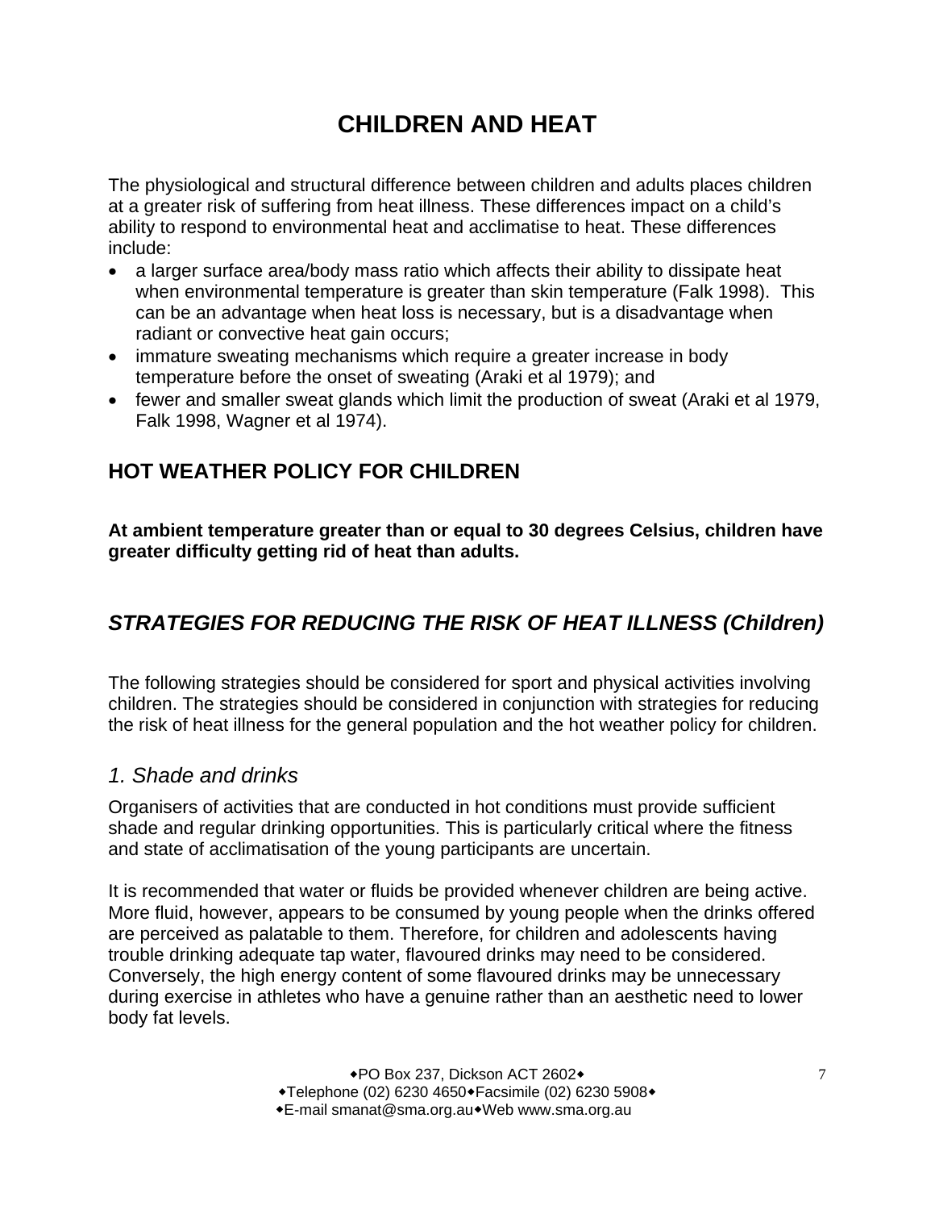# CHILDREN AND HEAT

The physiological and structural difference between children and adults places children at a greater risk of suffering from heat illness. These differences impact on a child's ability to respond to environmental heat and acclimatise to heat. These differences include:

- a larger surface area/body mass ratio which affects their ability to dissipate heat when environmental temperature is greater than skin temperature (Falk 1998). This can be an advantage when heat loss is necessary, but is a disadvantage when radiant or convective heat gain occurs;
- immature sweating mechanisms which require a greater increase in body temperature before the onset of sweating (Araki et al 1979); and
- fewer and smaller sweat glands which limit the production of sweat (Araki et al 1979, Falk 1998, Wagner et al 1974).

## HOT WEATHER POLICY FOR CHILDREN

**At ambient temperature greater than or equal to 30 degrees Celsius, children have greater difficulty getting rid of heat than adults.**

## *STRATEGIES FOR REDUCING THE RISK OF HEAT ILLNESS (Children)*

The following strategies should be considered for sport and physical activities involving children. The strategies should be considered in conjunction with strategies for reducing the risk of heat illness for the general population and the hot weather policy for children.

### *1. Shade and drinks*

Organisers of activities that are conducted in hot conditions must provide sufficient shade and regular drinking opportunities. This is particularly critical where the fitness and state of acclimatisation of the young participants are uncertain.

It is recommended that water or fluids be provided whenever children are being active. More fluid, however, appears to be consumed by young people when the drinks offered are perceived as palatable to them. Therefore, for children and adolescents having trouble drinking adequate tap water, flavoured drinks may need to be considered. Conversely, the high energy content of some flavoured drinks may be unnecessary during exercise in athletes who have a genuine rather than an aesthetic need to lower body fat levels.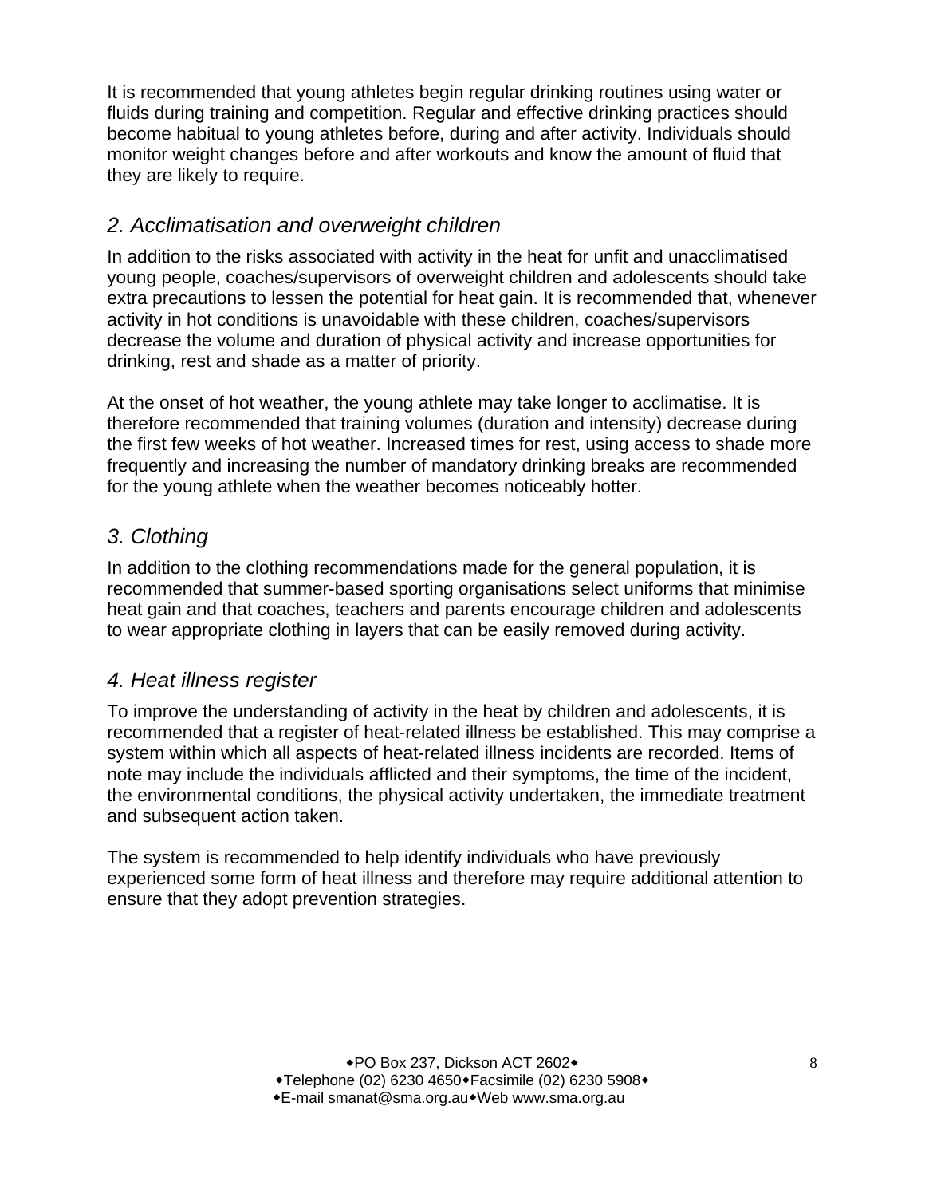It is recommended that young athletes begin regular drinking routines using water or fluids during training and competition. Regular and effective drinking practices should become habitual to young athletes before, during and after activity. Individuals should monitor weight changes before and after workouts and know the amount of fluid that they are likely to require.

### *2. Acclimatisation and overweight children*

In addition to the risks associated with activity in the heat for unfit and unacclimatised young people, coaches/supervisors of overweight children and adolescents should take extra precautions to lessen the potential for heat gain. It is recommended that, whenever activity in hot conditions is unavoidable with these children, coaches/supervisors decrease the volume and duration of physical activity and increase opportunities for drinking, rest and shade as a matter of priority.

At the onset of hot weather, the young athlete may take longer to acclimatise. It is therefore recommended that training volumes (duration and intensity) decrease during the first few weeks of hot weather. Increased times for rest, using access to shade more frequently and increasing the number of mandatory drinking breaks are recommended for the young athlete when the weather becomes noticeably hotter.

### *3. Clothing*

In addition to the clothing recommendations made for the general population, it is recommended that summer-based sporting organisations select uniforms that minimise heat gain and that coaches, teachers and parents encourage children and adolescents to wear appropriate clothing in layers that can be easily removed during activity.

### *4. Heat illness register*

To improve the understanding of activity in the heat by children and adolescents, it is recommended that a register of heat-related illness be established. This may comprise a system within which all aspects of heat-related illness incidents are recorded. Items of note may include the individuals afflicted and their symptoms, the time of the incident, the environmental conditions, the physical activity undertaken, the immediate treatment and subsequent action taken.

The system is recommended to help identify individuals who have previously experienced some form of heat illness and therefore may require additional attention to ensure that they adopt prevention strategies.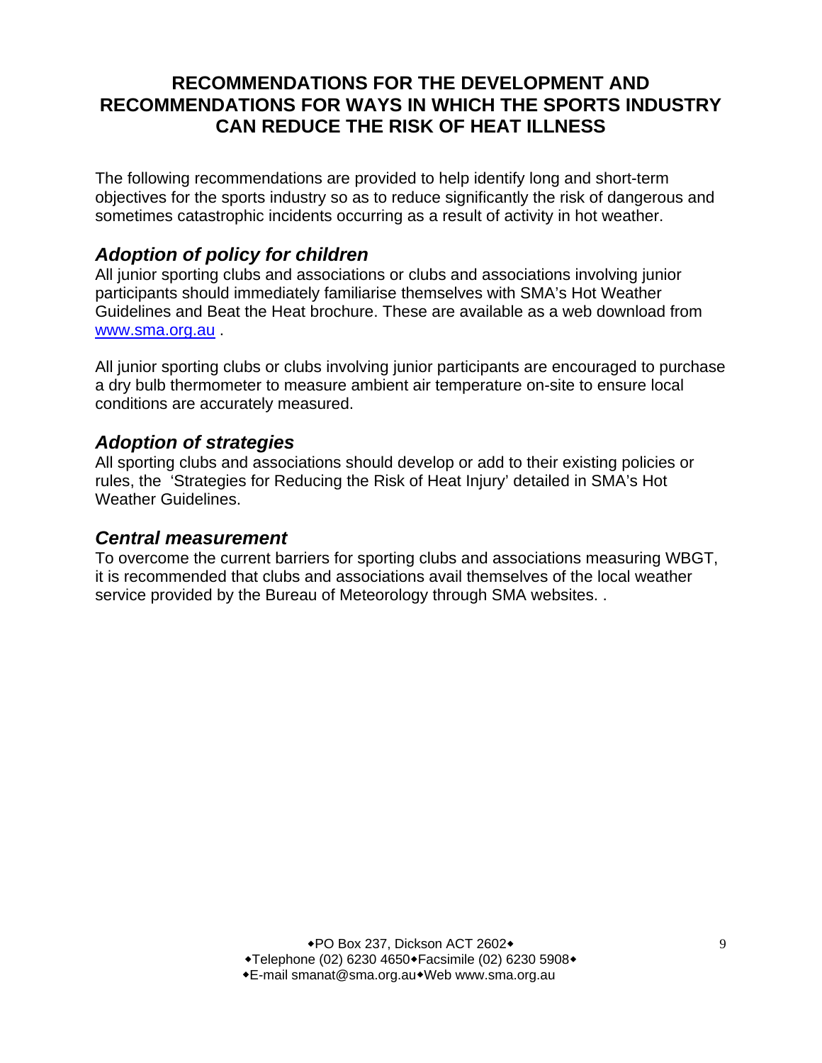# RECOMMENDATIONS FOR THE DEVELOPMENT AND RECOMMENDATIONS FOR WAYS IN WHICH THE SPORTS INDUSTRY CAN REDUCE THE RISK OF HEAT ILLNESS

The following recommendations are provided to help identify long and short-term objectives for the sports industry so as to reduce significantly the risk of dangerous and sometimes catastrophic incidents occurring as a result of activity in hot weather.

## *Adoption of policy for children*

All junior sporting clubs and associations or clubs and associations involving junior participants should immediately familiarise themselves with SMA's Hot Weather Guidelines and Beat the Heat brochure. These are available as a web download from www.sma.org.au .

All junior sporting clubs or clubs involving junior participants are encouraged to purchase a dry bulb thermometer to measure ambient air temperature on-site to ensure local conditions are accurately measured.

## *Adoption of strategies*

All sporting clubs and associations should develop or add to their existing policies or rules, the 'Strategies for Reducing the Risk of Heat Injury' detailed in SMA's Hot Weather Guidelines.

## *Central measurement*

To overcome the current barriers for sporting clubs and associations measuring WBGT, it is recommended that clubs and associations avail themselves of the local weather service provided by the Bureau of Meteorology through SMA websites. .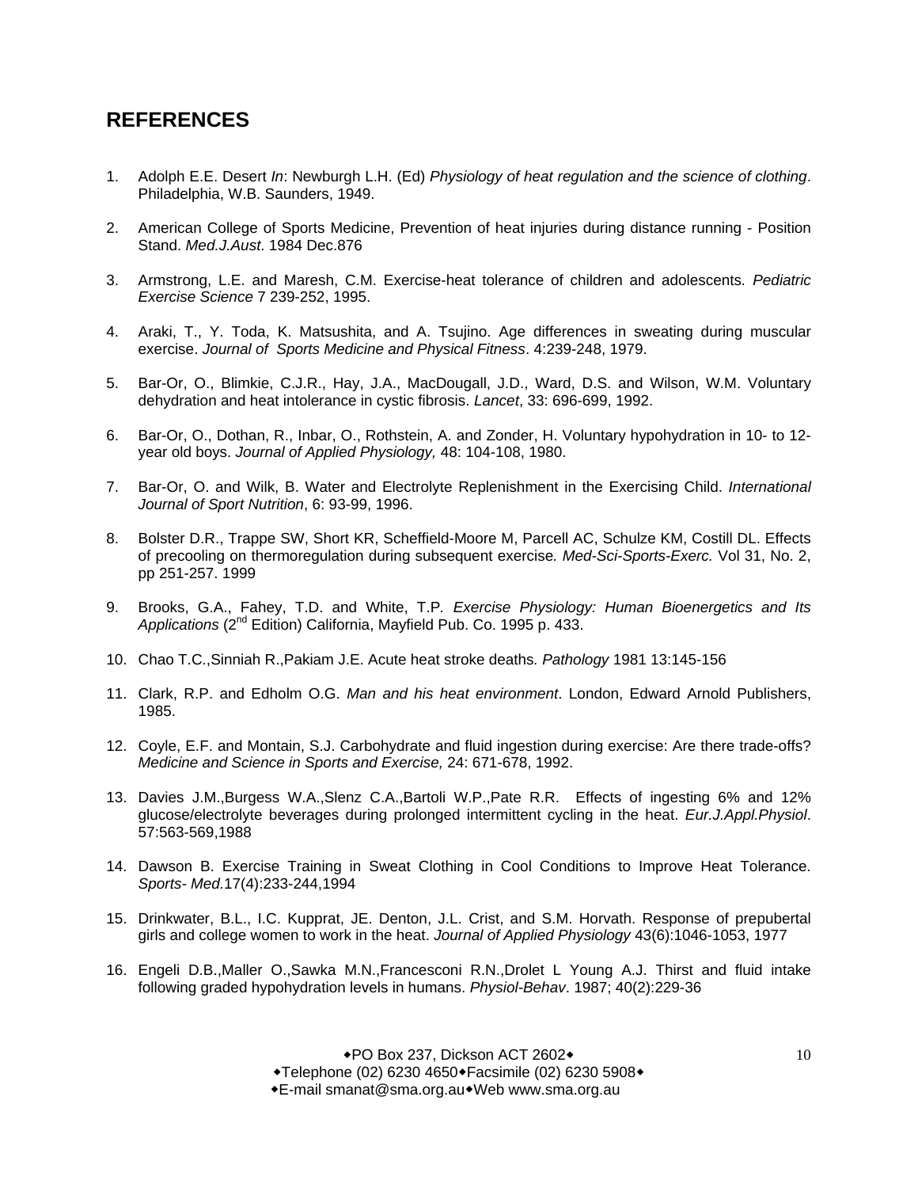## REFERENCES

1. Adolph E.E. Desert *In*: Newburgh L.H. (Ed) *Physiology of heat regulation and the science of clothing*. Philadelphia, W.B. Saunders, 1949.

2. American College of Sports Medicine, Prevention of heat injuries during distance running - Position Stand. *Med.J.Aust*. 1984 Dec.876

3. Armstrong, L.E. and Maresh, C.M. Exercise-heat tolerance of children and adolescents. *Pediatric Exercise Science* 7 239-252, 1995.

4. Araki, T., Y. Toda, K. Matsushita, and A. Tsujino. Age differences in sweating during muscular exercise. *Journal of Sports Medicine and Physical Fitness*. 4:239-248, 1979.

5. Bar-Or, O., Blimkie, C.J.R., Hay, J.A., MacDougall, J.D., Ward, D.S. and Wilson, W.M. Voluntary dehydration and heat intolerance in cystic fibrosis. *Lancet*, 33: 696-699, 1992.

6. Bar-Or, O., Dothan, R., Inbar, O., Rothstein, A. and Zonder, H. Voluntary hypohydration in 10- to 12-year old boys. *Journal of Applied Physiology,* 48: 104-108, 1980.

7. Bar-Or, O. and Wilk, B. Water and Electrolyte Replenishment in the Exercising Child. *International Journal of Sport Nutrition*, 6: 93-99, 1996.

8. Bolster D.R., Trappe SW, Short KR, Scheffield-Moore M, Parcell AC, Schulze KM, Costill DL. Effects of precooling on thermoregulation during subsequent exercise*. Med-Sci-Sports-Exerc.* Vol 31, No. 2, pp 251-257. 1999

9. Brooks, G.A., Fahey, T.D. and White, T.P. *Exercise Physiology: Human Bioenergetics and Its Applications* (2nd Edition) California, Mayfield Pub. Co. 1995 p. 433.

10. Chao T.C.,Sinniah R.,Pakiam J.E. Acute heat stroke deaths*. Pathology* 1981 13:145-156

11. Clark, R.P. and Edholm O.G. *Man and his heat environment*. London, Edward Arnold Publishers, 1985.

12. Coyle, E.F. and Montain, S.J. Carbohydrate and fluid ingestion during exercise: Are there trade-offs? *Medicine and Science in Sports and Exercise,* 24: 671-678, 1992.

13. Davies J.M.,Burgess W.A.,Slenz C.A.,Bartoli W.P.,Pate R.R. Effects of ingesting 6% and 12% glucose/electrolyte beverages during prolonged intermittent cycling in the heat. *Eur.J.Appl.Physiol*. 57:563-569,1988

14. Dawson B. Exercise Training in Sweat Clothing in Cool Conditions to Improve Heat Tolerance. *Sports- Med.*17(4):233-244,1994

15. Drinkwater, B.L., I.C. Kupprat, JE. Denton, J.L. Crist, and S.M. Horvath. Response of prepubertal girls and college women to work in the heat. *Journal of Applied Physiology* 43(6):1046-1053, 1977

16. Engeli D.B.,Maller O.,Sawka M.N.,Francesconi R.N.,Drolet L Young A.J. Thirst and fluid intake following graded hypohydration levels in humans. *Physiol-Behav*. 1987; 40(2):229-36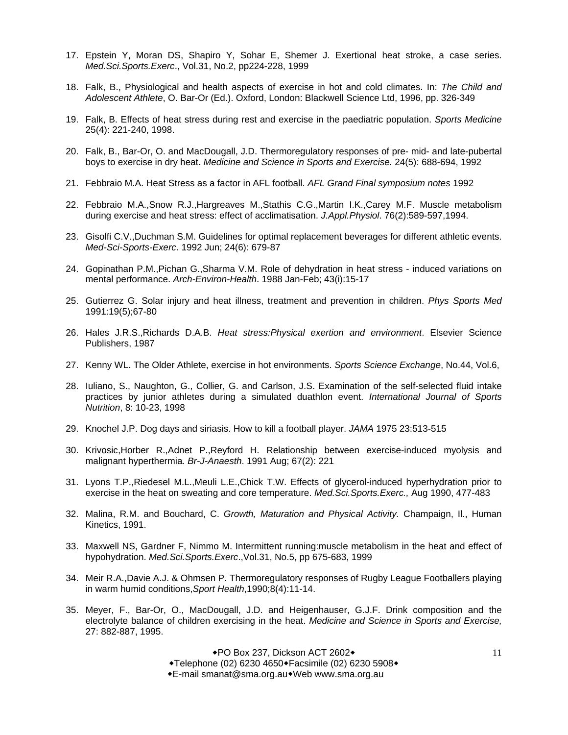17. Epstein Y, Moran DS, Shapiro Y, Sohar E, Shemer J. Exertional heat stroke, a case series. *Med.Sci.Sports.Exerc*., Vol.31, No.2, pp224-228, 1999

18. Falk, B., Physiological and health aspects of exercise in hot and cold climates. In: *The Child and Adolescent Athlete*, O. Bar-Or (Ed.). Oxford, London: Blackwell Science Ltd, 1996, pp. 326-349

19. Falk, B. Effects of heat stress during rest and exercise in the paediatric population. *Sports Medicine* 25(4): 221-240, 1998.

20. Falk, B., Bar-Or, O. and MacDougall, J.D. Thermoregulatory responses of pre- mid- and late-pubertal boys to exercise in dry heat. *Medicine and Science in Sports and Exercise.* 24(5): 688-694, 1992

21. Febbraio M.A. Heat Stress as a factor in AFL football. *AFL Grand Final symposium notes* 1992

22. Febbraio M.A.,Snow R.J.,Hargreaves M.,Stathis C.G.,Martin I.K.,Carey M.F. Muscle metabolism during exercise and heat stress: effect of acclimatisation. *J.Appl.Physiol*. 76(2):589-597,1994.

23. Gisolfi C.V.,Duchman S.M. Guidelines for optimal replacement beverages for different athletic events. *Med-Sci-Sports-Exerc*. 1992 Jun; 24(6): 679-87

24. Gopinathan P.M.,Pichan G.,Sharma V.M. Role of dehydration in heat stress - induced variations on mental performance. *Arch-Environ-Health*. 1988 Jan-Feb; 43(i):15-17

25. Gutierrez G. Solar injury and heat illness, treatment and prevention in children. *Phys Sports Med* 1991:19(5);67-80

26. Hales J.R.S.,Richards D.A.B. *Heat stress:Physical exertion and environment*. Elsevier Science Publishers, 1987

27. Kenny WL. The Older Athlete, exercise in hot environments. *Sports Science Exchange*, No.44, Vol.6,

28. Iuliano, S., Naughton, G., Collier, G. and Carlson, J.S. Examination of the self-selected fluid intake practices by junior athletes during a simulated duathlon event. *International Journal of Sports Nutrition*, 8: 10-23, 1998

29. Knochel J.P. Dog days and siriasis. How to kill a football player. *JAMA* 1975 23:513-515

30. Krivosic,Horber R.,Adnet P.,Reyford H. Relationship between exercise-induced myolysis and malignant hyperthermia*. Br-J-Anaesth*. 1991 Aug; 67(2): 221

31. Lyons T.P.,Riedesel M.L.,Meuli L.E.,Chick T.W. Effects of glycerol-induced hyperhydration prior to exercise in the heat on sweating and core temperature. *Med.Sci.Sports.Exerc.,* Aug 1990, 477-483

32. Malina, R.M. and Bouchard, C. *Growth, Maturation and Physical Activity.* Champaign, Il., Human Kinetics, 1991.

33. Maxwell NS, Gardner F, Nimmo M. Intermittent running:muscle metabolism in the heat and effect of hypohydration. *Med.Sci.Sports.Exerc*.,Vol.31, No.5, pp 675-683, 1999

34. Meir R.A.,Davie A.J. & Ohmsen P. Thermoregulatory responses of Rugby League Footballers playing in warm humid conditions,*Sport Health*,1990;8(4):11-14.

35. Meyer, F., Bar-Or, O., MacDougall, J.D. and Heigenhauser, G.J.F. Drink composition and the electrolyte balance of children exercising in the heat. *Medicine and Science in Sports and Exercise,* 27: 882-887, 1995.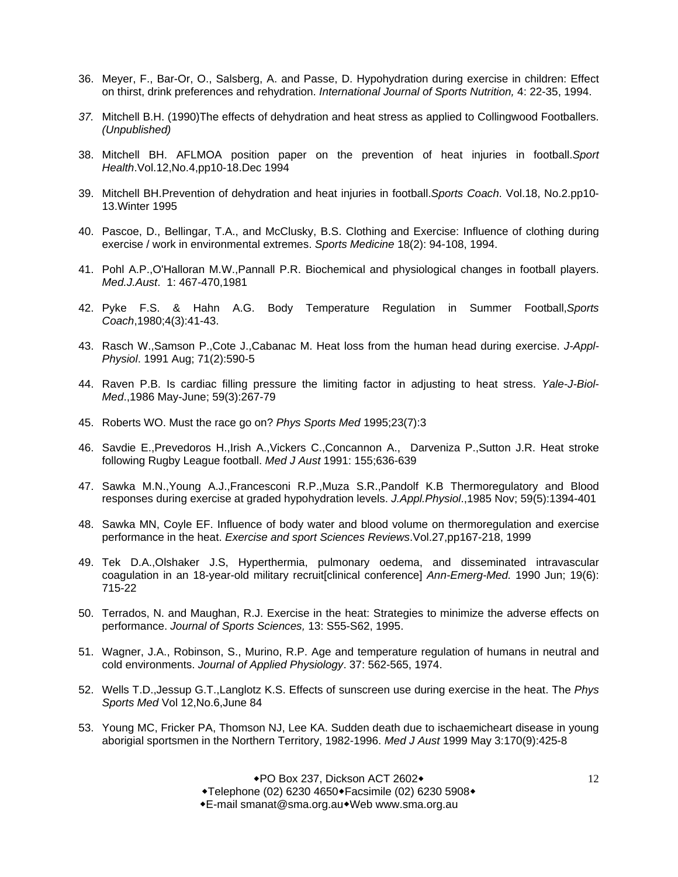36. Meyer, F., Bar-Or, O., Salsberg, A. and Passe, D. Hypohydration during exercise in children: Effect on thirst, drink preferences and rehydration. *International Journal of Sports Nutrition,* 4: 22-35, 1994.

*37.* Mitchell B.H. (1990)The effects of dehydration and heat stress as applied to Collingwood Footballers. *(Unpublished)*

38. Mitchell BH. AFLMOA position paper on the prevention of heat injuries in football.*Sport Health*.Vol.12,No.4,pp10-18.Dec 1994

39. Mitchell BH.Prevention of dehydration and heat injuries in football.*Sports Coach*. Vol.18, No.2.pp10-13.Winter 1995

40. Pascoe, D., Bellingar, T.A., and McClusky, B.S. Clothing and Exercise: Influence of clothing during exercise / work in environmental extremes. *Sports Medicine* 18(2): 94-108, 1994.

41. Pohl A.P.,O'Halloran M.W.,Pannall P.R. Biochemical and physiological changes in football players. *Med.J.Aust*. 1: 467-470,1981

42. Pyke F.S. & Hahn A.G. Body Temperature Regulation in Summer Football,*Sports Coach*,1980;4(3):41-43.

43. Rasch W.,Samson P.,Cote J.,Cabanac M. Heat loss from the human head during exercise. *J-Appl-Physiol*. 1991 Aug; 71(2):590-5

44. Raven P.B. Is cardiac filling pressure the limiting factor in adjusting to heat stress. *Yale-J-Biol-Med*.,1986 May-June; 59(3):267-79

45. Roberts WO. Must the race go on? *Phys Sports Med* 1995;23(7):3

46. Savdie E.,Prevedoros H.,Irish A.,Vickers C.,Concannon A., Darveniza P.,Sutton J.R. Heat stroke following Rugby League football. *Med J Aust* 1991: 155;636-639

47. Sawka M.N.,Young A.J.,Francesconi R.P.,Muza S.R.,Pandolf K.B Thermoregulatory and Blood responses during exercise at graded hypohydration levels. *J.Appl.Physiol*.,1985 Nov; 59(5):1394-401

48. Sawka MN, Coyle EF. Influence of body water and blood volume on thermoregulation and exercise performance in the heat. *Exercise and sport Sciences Reviews*.Vol.27,pp167-218, 1999

49. Tek D.A.,Olshaker J.S, Hyperthermia, pulmonary oedema, and disseminated intravascular coagulation in an 18-year-old military recruit[clinical conference] *Ann-Emerg-Med.* 1990 Jun; 19(6): 715-22

50. Terrados, N. and Maughan, R.J. Exercise in the heat: Strategies to minimize the adverse effects on performance. *Journal of Sports Sciences,* 13: S55-S62, 1995.

51. Wagner, J.A., Robinson, S., Murino, R.P. Age and temperature regulation of humans in neutral and cold environments. *Journal of Applied Physiology*. 37: 562-565, 1974.

52. Wells T.D.,Jessup G.T.,Langlotz K.S. Effects of sunscreen use during exercise in the heat. The *Phys Sports Med* Vol 12,No.6,June 84

53. Young MC, Fricker PA, Thomson NJ, Lee KA. Sudden death due to ischaemicheart disease in young aborigial sportsmen in the Northern Territory, 1982-1996. *Med J Aust* 1999 May 3:170(9):425-8